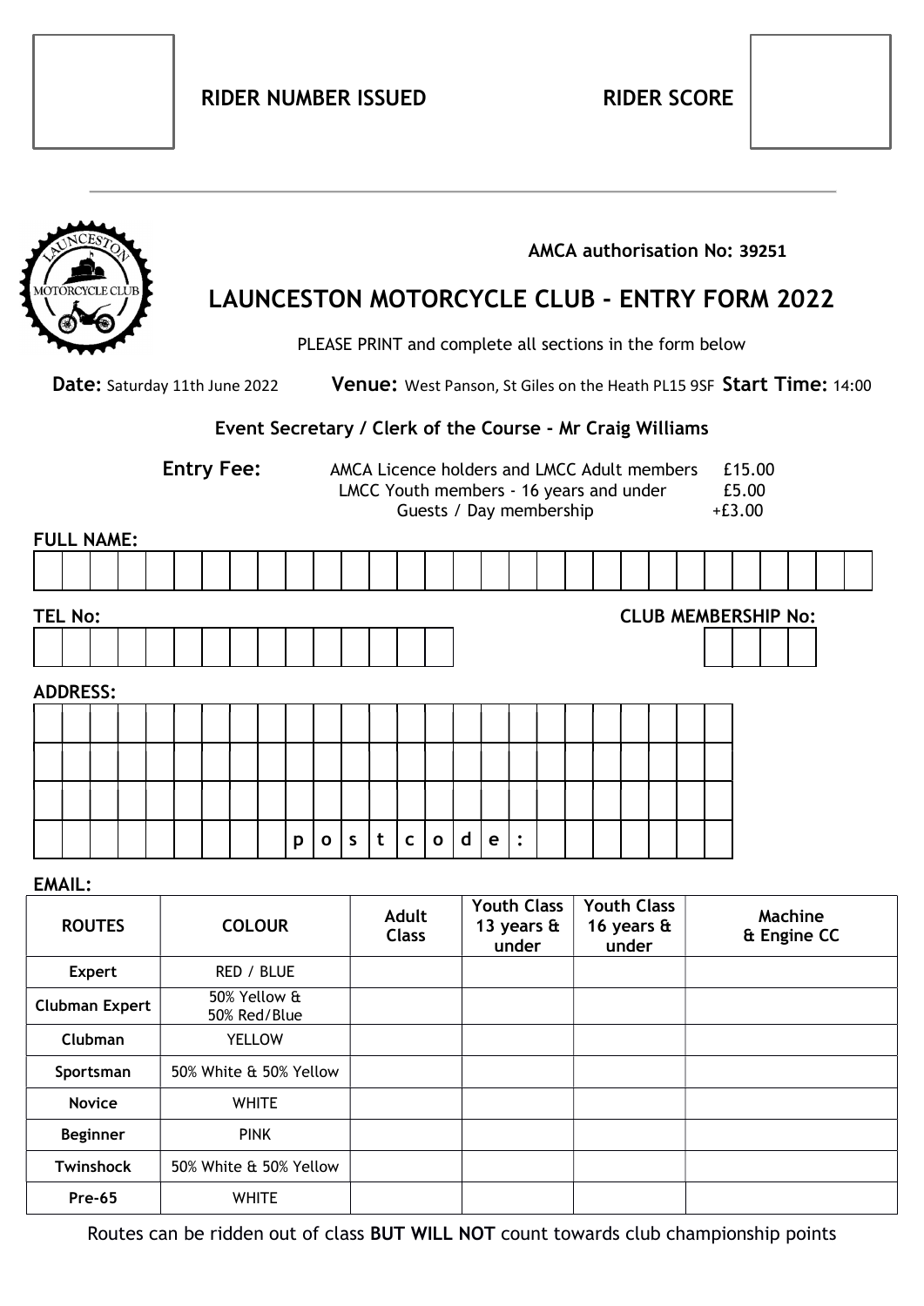**RIDER NUMBER ISSUED** **RIDER SCORE**

---

**AMCA authorisation No: 39251**

# LAUNCESTON MOTORCYCLE CLUB - ENTRY FORM 2022

PLEASE PRINT and complete all sections in the form below

**Date:** Saturday 11th June 2022 **Venue:** West Panson, St Giles on the Heath PL15 9SF **Start Time:** 14:00

**Event Secretary / Clerk of the Course - Mr Craig Williams**

**Entry Fee:**

| | |
|---|---|
| AMCA Licence holders and LMCC Adult members | £15.00 |
| LMCC Youth members - 16 years and under | £5.00 |
| Guests / Day membership | +£3.00 |

**FULL NAME:**

**TEL No:**

**CLUB MEMBERSHIP No:**

**ADDRESS:**

postcode:

**EMAIL:**

| ROUTES | COLOUR | Adult Class | Youth Class 13 years & under | Youth Class 16 years & under | Machine & Engine CC |
|---|---|---|---|---|---|
| **Expert** | RED / BLUE | | | | |
| **Clubman Expert** | 50% Yellow & 50% Red/Blue | | | | |
| **Clubman** | YELLOW | | | | |
| **Sportsman** | 50% White & 50% Yellow | | | | |
| **Novice** | WHITE | | | | |
| **Beginner** | PINK | | | | |
| **Twinshock** | 50% White & 50% Yellow | | | | |
| **Pre-65** | WHITE | | | | |

Routes can be ridden out of class **BUT WILL NOT** count towards club championship points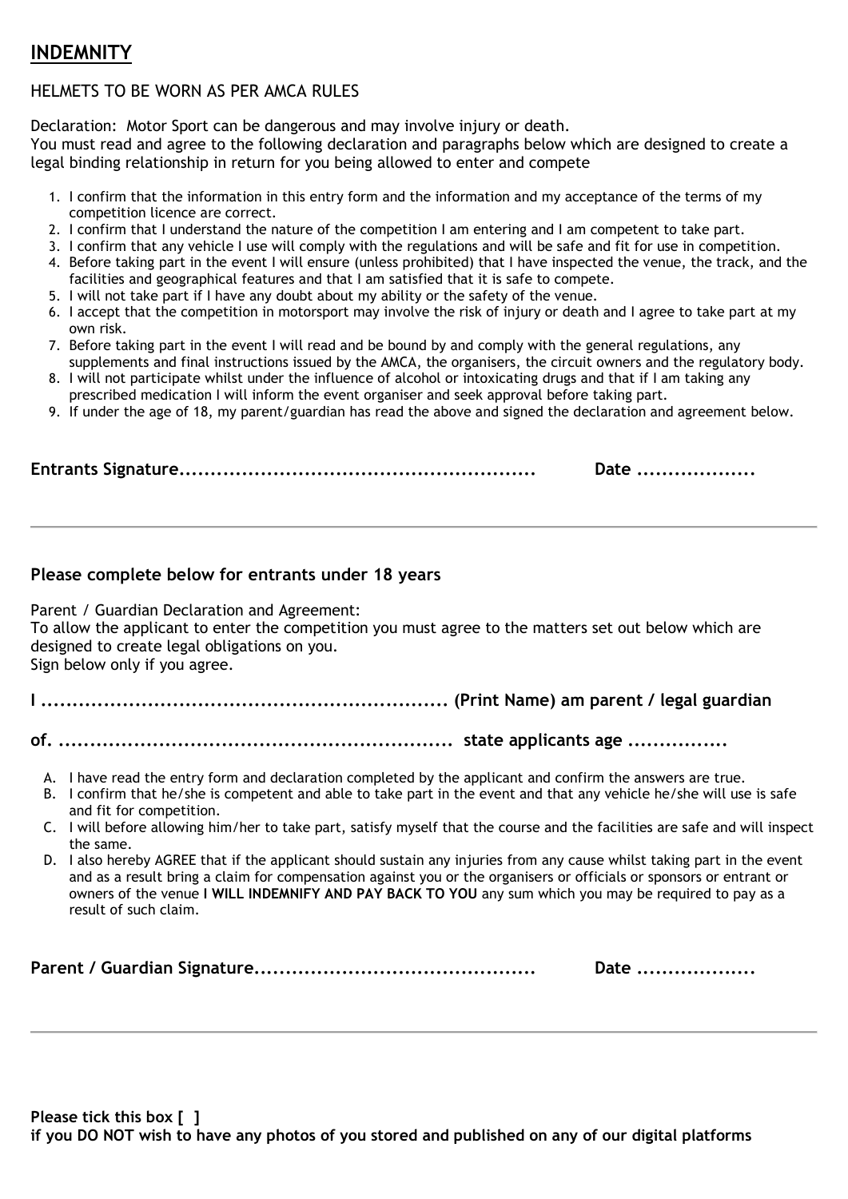## INDEMNITY

HELMETS TO BE WORN AS PER AMCA RULES

Declaration: Motor Sport can be dangerous and may involve injury or death.
You must read and agree to the following declaration and paragraphs below which are designed to create a legal binding relationship in return for you being allowed to enter and compete

1. I confirm that the information in this entry form and the information and my acceptance of the terms of my competition licence are correct.
2. I confirm that I understand the nature of the competition I am entering and I am competent to take part.
3. I confirm that any vehicle I use will comply with the regulations and will be safe and fit for use in competition.
4. Before taking part in the event I will ensure (unless prohibited) that I have inspected the venue, the track, and the facilities and geographical features and that I am satisfied that it is safe to compete.
5. I will not take part if I have any doubt about my ability or the safety of the venue.
6. I accept that the competition in motorsport may involve the risk of injury or death and I agree to take part at my own risk.
7. Before taking part in the event I will read and be bound by and comply with the general regulations, any supplements and final instructions issued by the AMCA, the organisers, the circuit owners and the regulatory body.
8. I will not participate whilst under the influence of alcohol or intoxicating drugs and that if I am taking any prescribed medication I will inform the event organiser and seek approval before taking part.
9. If under the age of 18, my parent/guardian has read the above and signed the declaration and agreement below.

**Entrants Signature.......................................................  Date ..................**

---

**Please complete below for entrants under 18 years**

Parent / Guardian Declaration and Agreement:
To allow the applicant to enter the competition you must agree to the matters set out below which are designed to create legal obligations on you.
Sign below only if you agree.

**I ................................................................ (Print Name) am parent / legal guardian**

**of. ............................................................ state applicants age ................**

A. I have read the entry form and declaration completed by the applicant and confirm the answers are true.
B. I confirm that he/she is competent and able to take part in the event and that any vehicle he/she will use is safe and fit for competition.
C. I will before allowing him/her to take part, satisfy myself that the course and the facilities are safe and will inspect the same.
D. I also hereby AGREE that if the applicant should sustain any injuries from any cause whilst taking part in the event and as a result bring a claim for compensation against you or the organisers or officials or sponsors or entrant or owners of the venue **I WILL INDEMNIFY AND PAY BACK TO YOU** any sum which you may be required to pay as a result of such claim.

**Parent / Guardian Signature............................................  Date ..................**

---

**Please tick this box [ ]**
**if you DO NOT wish to have any photos of you stored and published on any of our digital platforms**